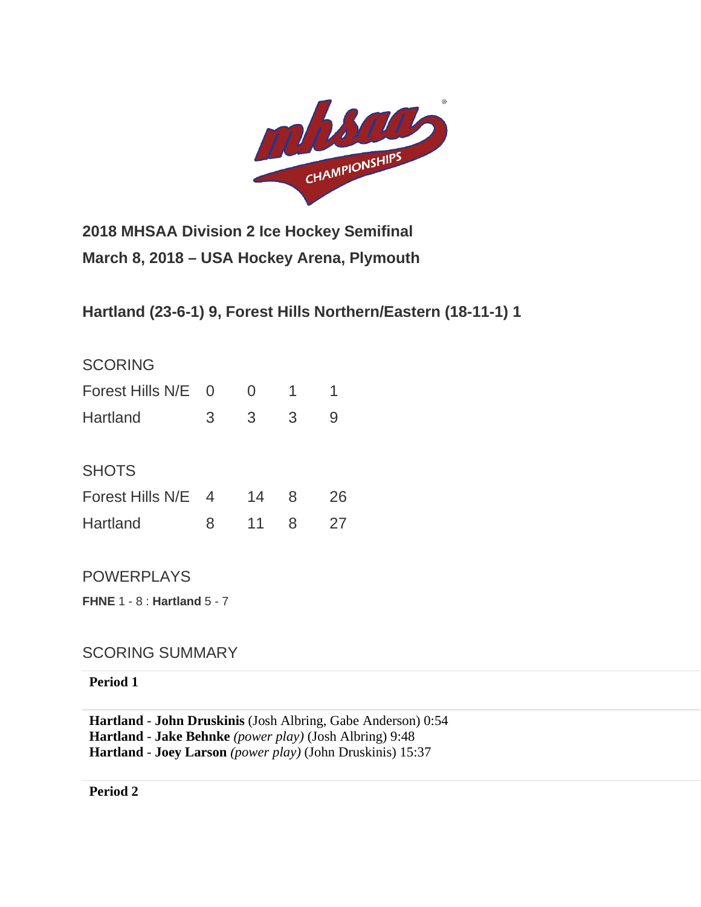**2018 MHSAA Division 2 Ice Hockey Semifinal**

**March 8, 2018 – USA Hockey Arena, Plymouth**

**Hartland (23-6-1) 9, Forest Hills Northern/Eastern (18-11-1) 1**

SCORING

| | | | | |
|---|---|---|---|---|
| Forest Hills N/E | 0 | 0 | 1 | 1 |
| Hartland | 3 | 3 | 3 | 9 |

SHOTS

| | | | | |
|---|---|---|---|---|
| Forest Hills N/E | 4 | 14 | 8 | 26 |
| Hartland | 8 | 11 | 8 | 27 |

POWERPLAYS

**FHNE** 1 - 8 : **Hartland** 5 - 7

SCORING SUMMARY

**Period 1**

**Hartland** - **John Druskinis** (Josh Albring, Gabe Anderson) 0:54
**Hartland** - **Jake Behnke** *(power play)* (Josh Albring) 9:48
**Hartland** - **Joey Larson** *(power play)* (John Druskinis) 15:37

**Period 2**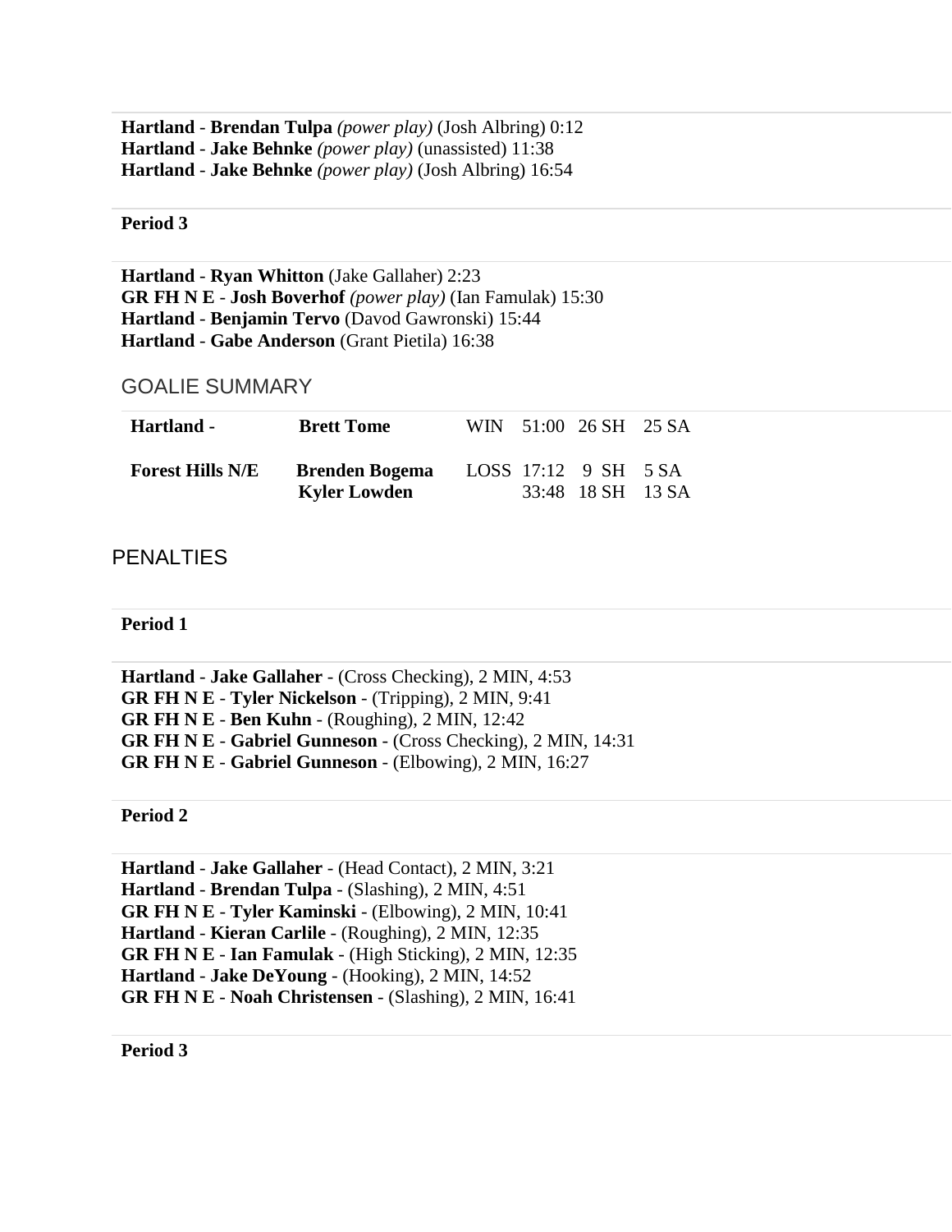**Hartland** - **Brendan Tulpa** *(power play)* (Josh Albring) 0:12
**Hartland** - **Jake Behnke** *(power play)* (unassisted) 11:38
**Hartland** - **Jake Behnke** *(power play)* (Josh Albring) 16:54

**Period 3**

**Hartland** - **Ryan Whitton** (Jake Gallaher) 2:23
**GR FH N E** - **Josh Boverhof** *(power play)* (Ian Famulak) 15:30
**Hartland** - **Benjamin Tervo** (Davod Gawronski) 15:44
**Hartland** - **Gabe Anderson** (Grant Pietila) 16:38

## GOALIE SUMMARY

| | | | | | |
|---|---|---|---|---|---|
| **Hartland -** | **Brett Tome** | WIN | 51:00 | 26 SH | 25 SA |
| **Forest Hills N/E** | **Brenden Bogema** | LOSS | 17:12 | 9 SH | 5 SA |
| | **Kyler Lowden** | | 33:48 | 18 SH | 13 SA |

## PENALTIES

**Period 1**

**Hartland** - **Jake Gallaher** - (Cross Checking), 2 MIN, 4:53
**GR FH N E** - **Tyler Nickelson** - (Tripping), 2 MIN, 9:41
**GR FH N E** - **Ben Kuhn** - (Roughing), 2 MIN, 12:42
**GR FH N E** - **Gabriel Gunneson** - (Cross Checking), 2 MIN, 14:31
**GR FH N E** - **Gabriel Gunneson** - (Elbowing), 2 MIN, 16:27

**Period 2**

**Hartland** - **Jake Gallaher** - (Head Contact), 2 MIN, 3:21
**Hartland** - **Brendan Tulpa** - (Slashing), 2 MIN, 4:51
**GR FH N E** - **Tyler Kaminski** - (Elbowing), 2 MIN, 10:41
**Hartland** - **Kieran Carlile** - (Roughing), 2 MIN, 12:35
**GR FH N E** - **Ian Famulak** - (High Sticking), 2 MIN, 12:35
**Hartland** - **Jake DeYoung** - (Hooking), 2 MIN, 14:52
**GR FH N E** - **Noah Christensen** - (Slashing), 2 MIN, 16:41

**Period 3**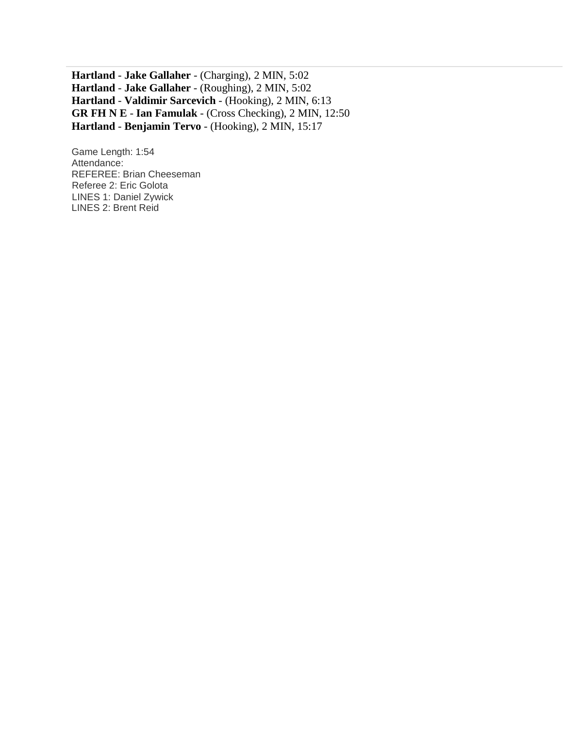**Hartland** - **Jake Gallaher** - (Charging), 2 MIN, 5:02
**Hartland** - **Jake Gallaher** - (Roughing), 2 MIN, 5:02
**Hartland** - **Valdimir Sarcevich** - (Hooking), 2 MIN, 6:13
**GR FH N E** - **Ian Famulak** - (Cross Checking), 2 MIN, 12:50
**Hartland** - **Benjamin Tervo** - (Hooking), 2 MIN, 15:17

Game Length: 1:54
Attendance:
REFEREE: Brian Cheeseman
Referee 2: Eric Golota
LINES 1: Daniel Zywick
LINES 2: Brent Reid